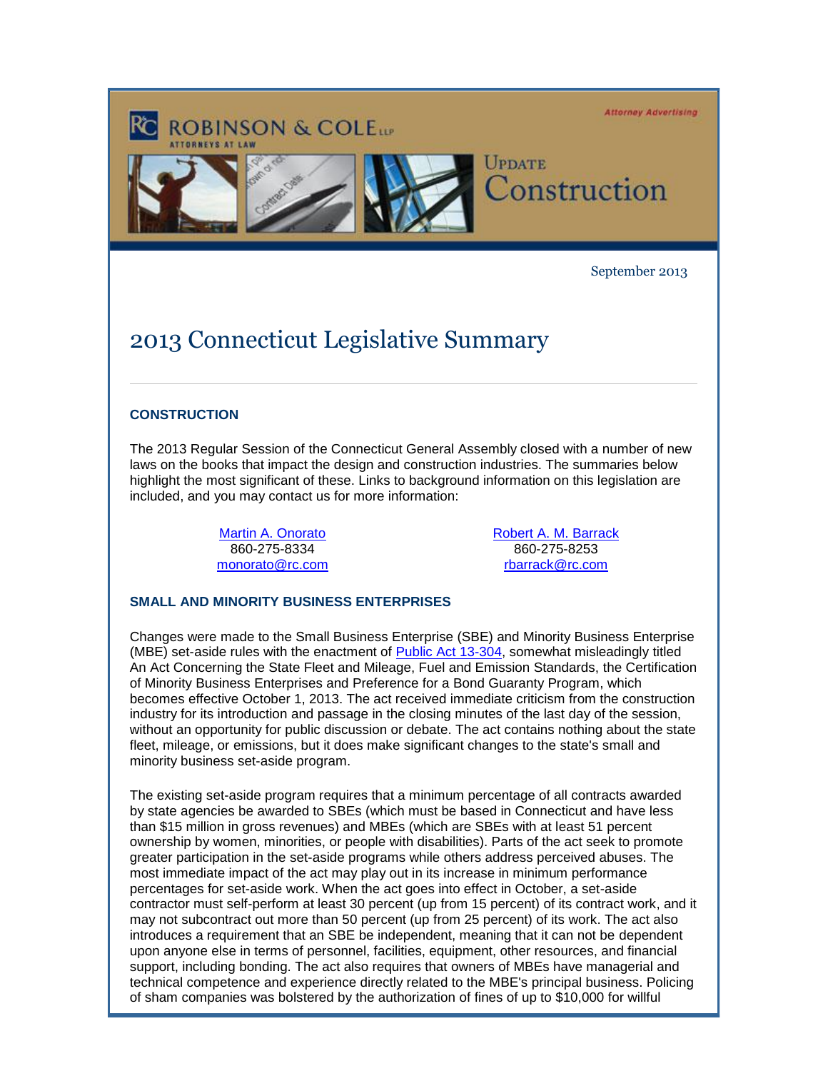ROBINSON & COLE LLP

ATTORNEYS AT LAW

Attorney Advertising

Update

Construction

September 2013

# 2013 Connecticut Legislative Summary

---

### CONSTRUCTION

The 2013 Regular Session of the Connecticut General Assembly closed with a number of new laws on the books that impact the design and construction industries. The summaries below highlight the most significant of these. Links to background information on this legislation are included, and you may contact us for more information:

Martin A. Onorato
860-275-8334
monorato@rc.com

Robert A. M. Barrack
860-275-8253
rbarrack@rc.com

### SMALL AND MINORITY BUSINESS ENTERPRISES

Changes were made to the Small Business Enterprise (SBE) and Minority Business Enterprise (MBE) set-aside rules with the enactment of Public Act 13-304, somewhat misleadingly titled An Act Concerning the State Fleet and Mileage, Fuel and Emission Standards, the Certification of Minority Business Enterprises and Preference for a Bond Guaranty Program, which becomes effective October 1, 2013. The act received immediate criticism from the construction industry for its introduction and passage in the closing minutes of the last day of the session, without an opportunity for public discussion or debate. The act contains nothing about the state fleet, mileage, or emissions, but it does make significant changes to the state's small and minority business set-aside program.

The existing set-aside program requires that a minimum percentage of all contracts awarded by state agencies be awarded to SBEs (which must be based in Connecticut and have less than $15 million in gross revenues) and MBEs (which are SBEs with at least 51 percent ownership by women, minorities, or people with disabilities). Parts of the act seek to promote greater participation in the set-aside programs while others address perceived abuses. The most immediate impact of the act may play out in its increase in minimum performance percentages for set-aside work. When the act goes into effect in October, a set-aside contractor must self-perform at least 30 percent (up from 15 percent) of its contract work, and it may not subcontract out more than 50 percent (up from 25 percent) of its work. The act also introduces a requirement that an SBE be independent, meaning that it can not be dependent upon anyone else in terms of personnel, facilities, equipment, other resources, and financial support, including bonding. The act also requires that owners of MBEs have managerial and technical competence and experience directly related to the MBE's principal business. Policing of sham companies was bolstered by the authorization of fines of up to $10,000 for willful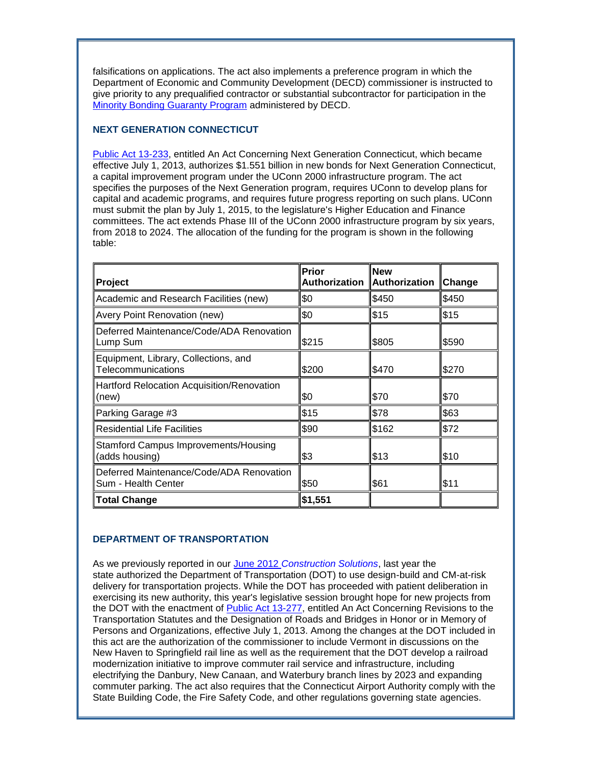falsifications on applications. The act also implements a preference program in which the Department of Economic and Community Development (DECD) commissioner is instructed to give priority to any prequalified contractor or substantial subcontractor for participation in the Minority Bonding Guaranty Program administered by DECD.

### NEXT GENERATION CONNECTICUT

Public Act 13-233, entitled An Act Concerning Next Generation Connecticut, which became effective July 1, 2013, authorizes $1.551 billion in new bonds for Next Generation Connecticut, a capital improvement program under the UConn 2000 infrastructure program. The act specifies the purposes of the Next Generation program, requires UConn to develop plans for capital and academic programs, and requires future progress reporting on such plans. UConn must submit the plan by July 1, 2015, to the legislature's Higher Education and Finance committees. The act extends Phase III of the UConn 2000 infrastructure program by six years, from 2018 to 2024. The allocation of the funding for the program is shown in the following table:

| Project | Prior Authorization | New Authorization | Change |
|---|---|---|---|
| Academic and Research Facilities (new) | $0 | $450 | $450 |
| Avery Point Renovation (new) | $0 | $15 | $15 |
| Deferred Maintenance/Code/ADA Renovation Lump Sum | $215 | $805 | $590 |
| Equipment, Library, Collections, and Telecommunications | $200 | $470 | $270 |
| Hartford Relocation Acquisition/Renovation (new) | $0 | $70 | $70 |
| Parking Garage #3 | $15 | $78 | $63 |
| Residential Life Facilities | $90 | $162 | $72 |
| Stamford Campus Improvements/Housing (adds housing) | $3 | $13 | $10 |
| Deferred Maintenance/Code/ADA Renovation Sum - Health Center | $50 | $61 | $11 |
| **Total Change** | **$1,551** | | |

### DEPARTMENT OF TRANSPORTATION

As we previously reported in our June 2012 *Construction Solutions*, last year the state authorized the Department of Transportation (DOT) to use design-build and CM-at-risk delivery for transportation projects. While the DOT has proceeded with patient deliberation in exercising its new authority, this year's legislative session brought hope for new projects from the DOT with the enactment of Public Act 13-277, entitled An Act Concerning Revisions to the Transportation Statutes and the Designation of Roads and Bridges in Honor or in Memory of Persons and Organizations, effective July 1, 2013. Among the changes at the DOT included in this act are the authorization of the commissioner to include Vermont in discussions on the New Haven to Springfield rail line as well as the requirement that the DOT develop a railroad modernization initiative to improve commuter rail service and infrastructure, including electrifying the Danbury, New Canaan, and Waterbury branch lines by 2023 and expanding commuter parking. The act also requires that the Connecticut Airport Authority comply with the State Building Code, the Fire Safety Code, and other regulations governing state agencies.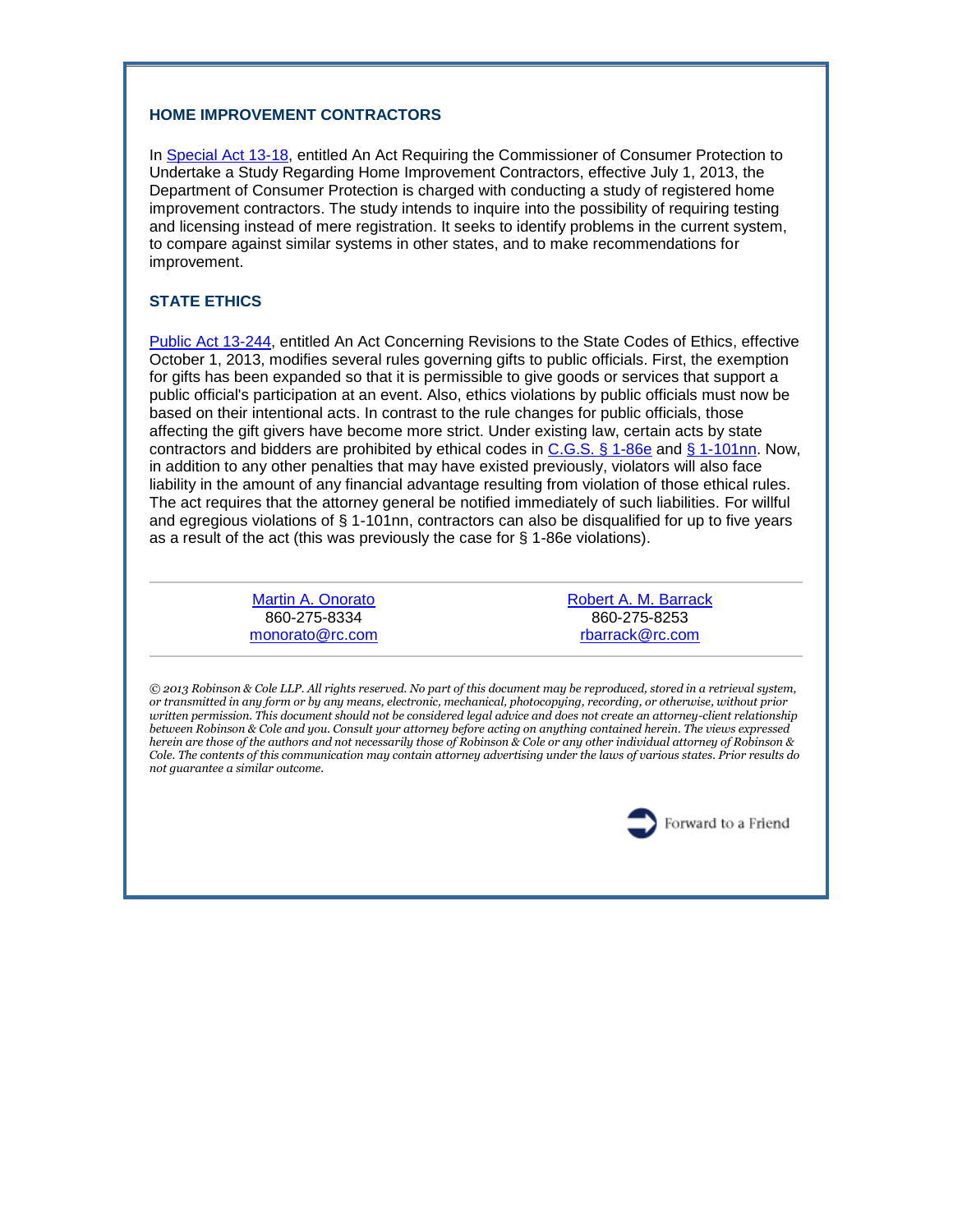## HOME IMPROVEMENT CONTRACTORS

In Special Act 13-18, entitled An Act Requiring the Commissioner of Consumer Protection to Undertake a Study Regarding Home Improvement Contractors, effective July 1, 2013, the Department of Consumer Protection is charged with conducting a study of registered home improvement contractors. The study intends to inquire into the possibility of requiring testing and licensing instead of mere registration. It seeks to identify problems in the current system, to compare against similar systems in other states, and to make recommendations for improvement.

## STATE ETHICS

Public Act 13-244, entitled An Act Concerning Revisions to the State Codes of Ethics, effective October 1, 2013, modifies several rules governing gifts to public officials. First, the exemption for gifts has been expanded so that it is permissible to give goods or services that support a public official's participation at an event. Also, ethics violations by public officials must now be based on their intentional acts. In contrast to the rule changes for public officials, those affecting the gift givers have become more strict. Under existing law, certain acts by state contractors and bidders are prohibited by ethical codes in C.G.S. § 1-86e and § 1-101nn. Now, in addition to any other penalties that may have existed previously, violators will also face liability in the amount of any financial advantage resulting from violation of those ethical rules. The act requires that the attorney general be notified immediately of such liabilities. For willful and egregious violations of § 1-101nn, contractors can also be disqualified for up to five years as a result of the act (this was previously the case for § 1-86e violations).

---

| | |
|---|---|
| Martin A. Onorato<br>860-275-8334<br>monorato@rc.com | Robert A. M. Barrack<br>860-275-8253<br>rbarrack@rc.com |

---

*© 2013 Robinson & Cole LLP. All rights reserved. No part of this document may be reproduced, stored in a retrieval system, or transmitted in any form or by any means, electronic, mechanical, photocopying, recording, or otherwise, without prior written permission. This document should not be considered legal advice and does not create an attorney-client relationship between Robinson & Cole and you. Consult your attorney before acting on anything contained herein. The views expressed herein are those of the authors and not necessarily those of Robinson & Cole or any other individual attorney of Robinson & Cole. The contents of this communication may contain attorney advertising under the laws of various states. Prior results do not guarantee a similar outcome.*

Forward to a Friend